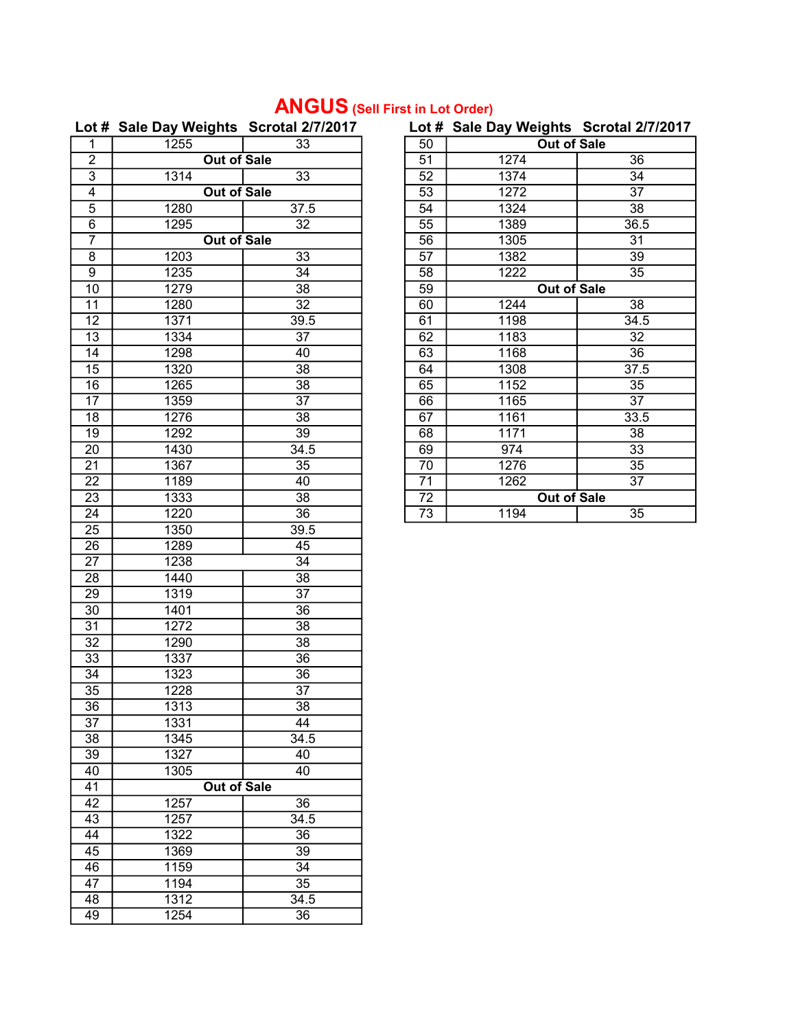# ANGUS (Sell First in Lot Order)

| Lot # | Sale Day Weights | Scrotal 2/7/2017 |
|---|---|---|
| 1 | 1255 | 33 |
| 2 | Out of Sale | |
| 3 | 1314 | 33 |
| 4 | Out of Sale | |
| 5 | 1280 | 37.5 |
| 6 | 1295 | 32 |
| 7 | Out of Sale | |
| 8 | 1203 | 33 |
| 9 | 1235 | 34 |
| 10 | 1279 | 38 |
| 11 | 1280 | 32 |
| 12 | 1371 | 39.5 |
| 13 | 1334 | 37 |
| 14 | 1298 | 40 |
| 15 | 1320 | 38 |
| 16 | 1265 | 38 |
| 17 | 1359 | 37 |
| 18 | 1276 | 38 |
| 19 | 1292 | 39 |
| 20 | 1430 | 34.5 |
| 21 | 1367 | 35 |
| 22 | 1189 | 40 |
| 23 | 1333 | 38 |
| 24 | 1220 | 36 |
| 25 | 1350 | 39.5 |
| 26 | 1289 | 45 |
| 27 | 1238 | 34 |
| 28 | 1440 | 38 |
| 29 | 1319 | 37 |
| 30 | 1401 | 36 |
| 31 | 1272 | 38 |
| 32 | 1290 | 38 |
| 33 | 1337 | 36 |
| 34 | 1323 | 36 |
| 35 | 1228 | 37 |
| 36 | 1313 | 38 |
| 37 | 1331 | 44 |
| 38 | 1345 | 34.5 |
| 39 | 1327 | 40 |
| 40 | 1305 | 40 |
| 41 | Out of Sale | |
| 42 | 1257 | 36 |
| 43 | 1257 | 34.5 |
| 44 | 1322 | 36 |
| 45 | 1369 | 39 |
| 46 | 1159 | 34 |
| 47 | 1194 | 35 |
| 48 | 1312 | 34.5 |
| 49 | 1254 | 36 |
| 50 | Out of Sale | |
| 51 | 1274 | 36 |
| 52 | 1374 | 34 |
| 53 | 1272 | 37 |
| 54 | 1324 | 38 |
| 55 | 1389 | 36.5 |
| 56 | 1305 | 31 |
| 57 | 1382 | 39 |
| 58 | 1222 | 35 |
| 59 | Out of Sale | |
| 60 | 1244 | 38 |
| 61 | 1198 | 34.5 |
| 62 | 1183 | 32 |
| 63 | 1168 | 36 |
| 64 | 1308 | 37.5 |
| 65 | 1152 | 35 |
| 66 | 1165 | 37 |
| 67 | 1161 | 33.5 |
| 68 | 1171 | 38 |
| 69 | 974 | 33 |
| 70 | 1276 | 35 |
| 71 | 1262 | 37 |
| 72 | Out of Sale | |
| 73 | 1194 | 35 |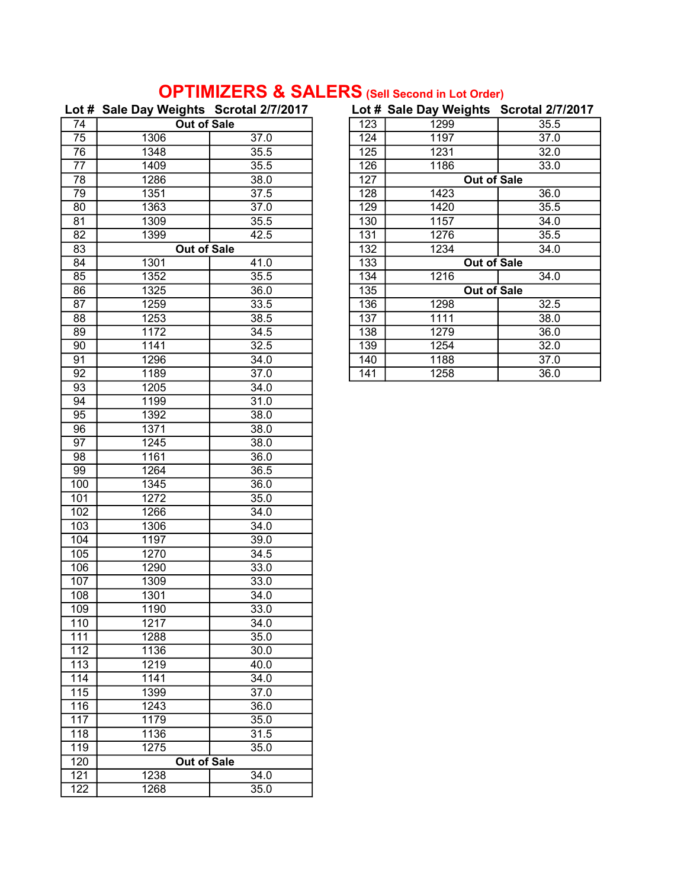# OPTIMIZERS & SALERS (Sell Second in Lot Order)

| Lot # | Sale Day Weights | Scrotal 2/7/2017 |
|---|---|---|
| 74 | Out of Sale | |
| 75 | 1306 | 37.0 |
| 76 | 1348 | 35.5 |
| 77 | 1409 | 35.5 |
| 78 | 1286 | 38.0 |
| 79 | 1351 | 37.5 |
| 80 | 1363 | 37.0 |
| 81 | 1309 | 35.5 |
| 82 | 1399 | 42.5 |
| 83 | Out of Sale | |
| 84 | 1301 | 41.0 |
| 85 | 1352 | 35.5 |
| 86 | 1325 | 36.0 |
| 87 | 1259 | 33.5 |
| 88 | 1253 | 38.5 |
| 89 | 1172 | 34.5 |
| 90 | 1141 | 32.5 |
| 91 | 1296 | 34.0 |
| 92 | 1189 | 37.0 |
| 93 | 1205 | 34.0 |
| 94 | 1199 | 31.0 |
| 95 | 1392 | 38.0 |
| 96 | 1371 | 38.0 |
| 97 | 1245 | 38.0 |
| 98 | 1161 | 36.0 |
| 99 | 1264 | 36.5 |
| 100 | 1345 | 36.0 |
| 101 | 1272 | 35.0 |
| 102 | 1266 | 34.0 |
| 103 | 1306 | 34.0 |
| 104 | 1197 | 39.0 |
| 105 | 1270 | 34.5 |
| 106 | 1290 | 33.0 |
| 107 | 1309 | 33.0 |
| 108 | 1301 | 34.0 |
| 109 | 1190 | 33.0 |
| 110 | 1217 | 34.0 |
| 111 | 1288 | 35.0 |
| 112 | 1136 | 30.0 |
| 113 | 1219 | 40.0 |
| 114 | 1141 | 34.0 |
| 115 | 1399 | 37.0 |
| 116 | 1243 | 36.0 |
| 117 | 1179 | 35.0 |
| 118 | 1136 | 31.5 |
| 119 | 1275 | 35.0 |
| 120 | Out of Sale | |
| 121 | 1238 | 34.0 |
| 122 | 1268 | 35.0 |
| 123 | 1299 | 35.5 |
| 124 | 1197 | 37.0 |
| 125 | 1231 | 32.0 |
| 126 | 1186 | 33.0 |
| 127 | Out of Sale | |
| 128 | 1423 | 36.0 |
| 129 | 1420 | 35.5 |
| 130 | 1157 | 34.0 |
| 131 | 1276 | 35.5 |
| 132 | 1234 | 34.0 |
| 133 | Out of Sale | |
| 134 | 1216 | 34.0 |
| 135 | Out of Sale | |
| 136 | 1298 | 32.5 |
| 137 | 1111 | 38.0 |
| 138 | 1279 | 36.0 |
| 139 | 1254 | 32.0 |
| 140 | 1188 | 37.0 |
| 141 | 1258 | 36.0 |